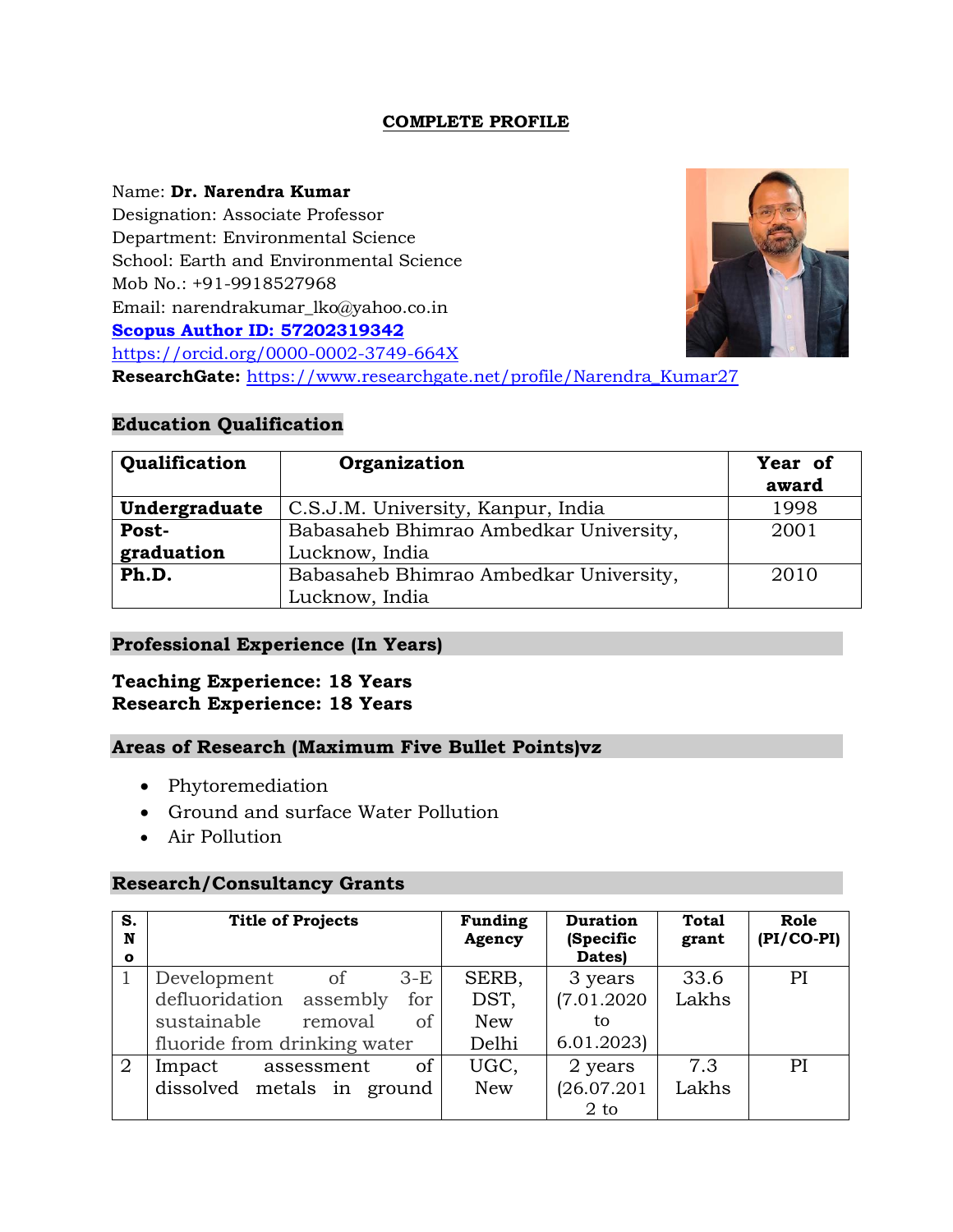# COMPLETE PROFILE

Name: **Dr. Narendra Kumar**
Designation: Associate Professor
Department: Environmental Science
School: Earth and Environmental Science
Mob No.: +91-9918527968
Email: narendrakumar_lko@yahoo.co.in
**Scopus Author ID: 57202319342**
https://orcid.org/0000-0002-3749-664X
**ResearchGate:** https://www.researchgate.net/profile/Narendra_Kumar27

## Education Qualification

| Qualification | Organization | Year of award |
|---|---|---|
| **Undergraduate** | C.S.J.M. University, Kanpur, India | 1998 |
| **Post-graduation** | Babasaheb Bhimrao Ambedkar University, Lucknow, India | 2001 |
| **Ph.D.** | Babasaheb Bhimrao Ambedkar University, Lucknow, India | 2010 |

## Professional Experience (In Years)

**Teaching Experience: 18 Years**
**Research Experience: 18 Years**

## Areas of Research (Maximum Five Bullet Points)vz

- Phytoremediation
- Ground and surface Water Pollution
- Air Pollution

## Research/Consultancy Grants

| S. No | Title of Projects | Funding Agency | Duration (Specific Dates) | Total grant | Role (PI/CO-PI) |
|---|---|---|---|---|---|
| 1 | Development of 3-E defluoridation assembly for sustainable removal of fluoride from drinking water | SERB, DST, New Delhi | 3 years (7.01.2020 to 6.01.2023) | 33.6 Lakhs | PI |
| 2 | Impact assessment of dissolved metals in ground | UGC, New | 2 years (26.07.2012 to | 7.3 Lakhs | PI |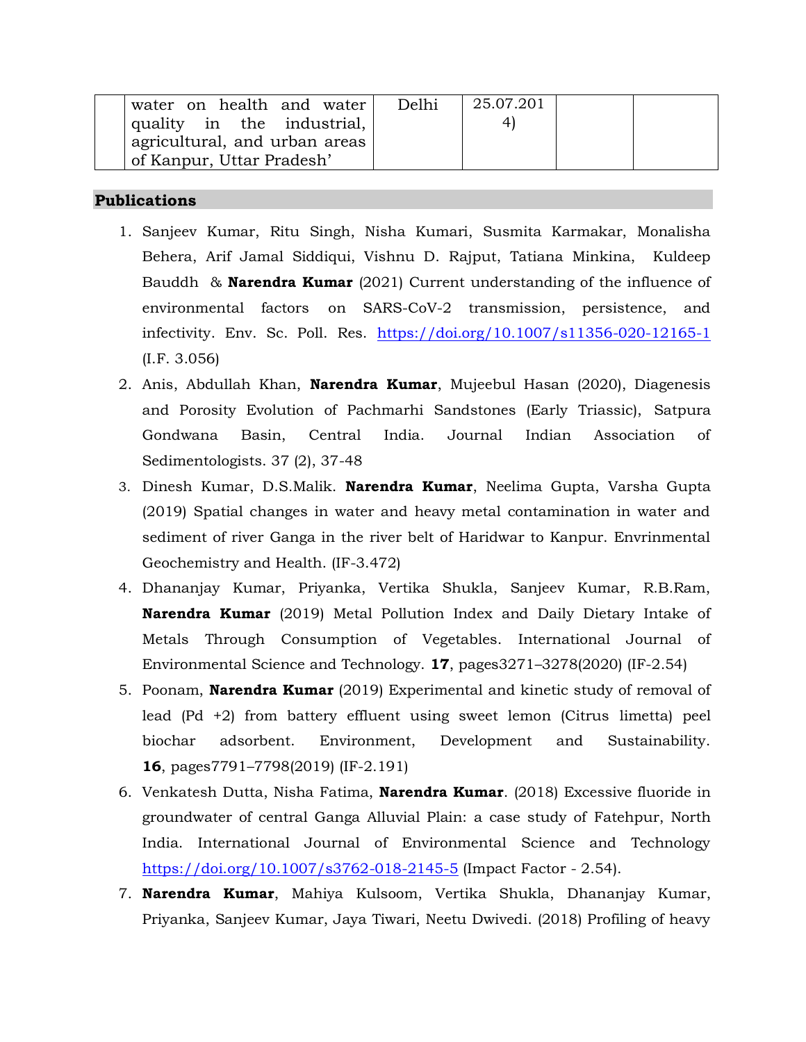|  | water on health and water quality in the industrial, agricultural, and urban areas of Kanpur, Uttar Pradesh’ | Delhi | 25.07.2014) |  |  |
|---|---|---|---|---|---|

## Publications

1. Sanjeev Kumar, Ritu Singh, Nisha Kumari, Susmita Karmakar, Monalisha Behera, Arif Jamal Siddiqui, Vishnu D. Rajput, Tatiana Minkina, Kuldeep Bauddh & **Narendra Kumar** (2021) Current understanding of the influence of environmental factors on SARS-CoV-2 transmission, persistence, and infectivity. Env. Sc. Poll. Res. https://doi.org/10.1007/s11356-020-12165-1 (I.F. 3.056)
2. Anis, Abdullah Khan, **Narendra Kumar**, Mujeebul Hasan (2020), Diagenesis and Porosity Evolution of Pachmarhi Sandstones (Early Triassic), Satpura Gondwana Basin, Central India. Journal Indian Association of Sedimentologists. 37 (2), 37-48
3. Dinesh Kumar, D.S.Malik. **Narendra Kumar**, Neelima Gupta, Varsha Gupta (2019) Spatial changes in water and heavy metal contamination in water and sediment of river Ganga in the river belt of Haridwar to Kanpur. Envrinmental Geochemistry and Health. (IF-3.472)
4. Dhananjay Kumar, Priyanka, Vertika Shukla, Sanjeev Kumar, R.B.Ram, **Narendra Kumar** (2019) Metal Pollution Index and Daily Dietary Intake of Metals Through Consumption of Vegetables. International Journal of Environmental Science and Technology. **17**, pages3271–3278(2020) (IF-2.54)
5. Poonam, **Narendra Kumar** (2019) Experimental and kinetic study of removal of lead (Pd +2) from battery effluent using sweet lemon (Citrus limetta) peel biochar adsorbent. Environment, Development and Sustainability. **16**, pages7791–7798(2019) (IF-2.191)
6. Venkatesh Dutta, Nisha Fatima, **Narendra Kumar**. (2018) Excessive fluoride in groundwater of central Ganga Alluvial Plain: a case study of Fatehpur, North India. International Journal of Environmental Science and Technology https://doi.org/10.1007/s3762-018-2145-5 (Impact Factor - 2.54).
7. **Narendra Kumar**, Mahiya Kulsoom, Vertika Shukla, Dhananjay Kumar, Priyanka, Sanjeev Kumar, Jaya Tiwari, Neetu Dwivedi. (2018) Profiling of heavy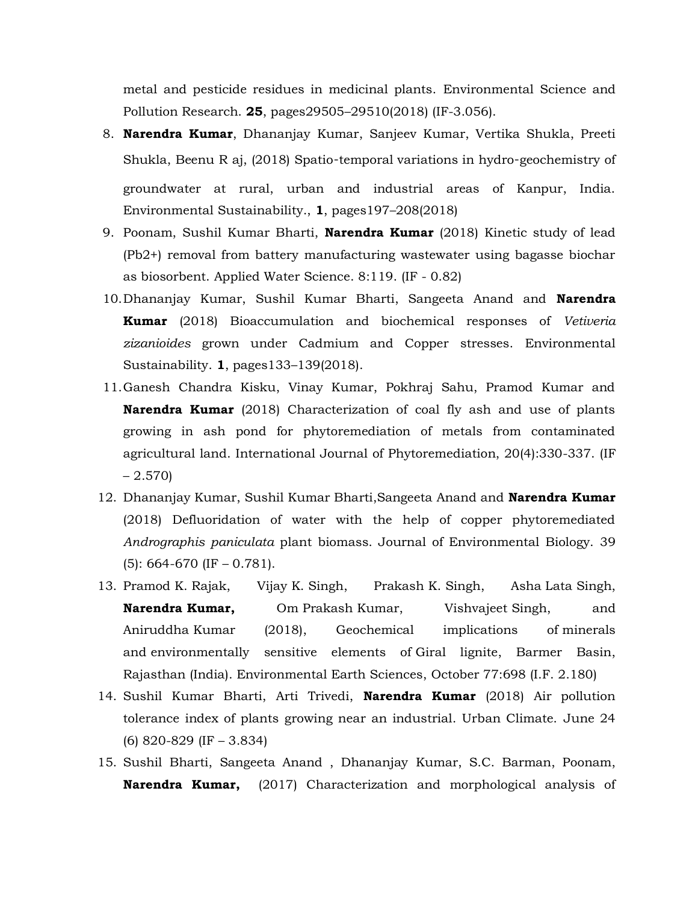metal and pesticide residues in medicinal plants. Environmental Science and Pollution Research. **25**, pages29505–29510(2018) (IF-3.056).

8. **Narendra Kumar**, Dhananjay Kumar, Sanjeev Kumar, Vertika Shukla, Preeti Shukla, Beenu R aj, (2018) Spatio-temporal variations in hydro-geochemistry of groundwater at rural, urban and industrial areas of Kanpur, India. Environmental Sustainability., **1**, pages197–208(2018)
9. Poonam, Sushil Kumar Bharti, **Narendra Kumar** (2018) Kinetic study of lead ($Pb^{2+}$) removal from battery manufacturing wastewater using bagasse biochar as biosorbent. Applied Water Science. 8:119. (IF - 0.82)
10. Dhananjay Kumar, Sushil Kumar Bharti, Sangeeta Anand and **Narendra Kumar** (2018) Bioaccumulation and biochemical responses of *Vetiveria zizanioides* grown under Cadmium and Copper stresses. Environmental Sustainability. **1**, pages133–139(2018).
11. Ganesh Chandra Kisku, Vinay Kumar, Pokhraj Sahu, Pramod Kumar and **Narendra Kumar** (2018) Characterization of coal fly ash and use of plants growing in ash pond for phytoremediation of metals from contaminated agricultural land. International Journal of Phytoremediation, 20(4):330-337. (IF – 2.570)
12. Dhananjay Kumar, Sushil Kumar Bharti,Sangeeta Anand and **Narendra Kumar** (2018) Defluoridation of water with the help of copper phytoremediated *Andrographis paniculata* plant biomass. Journal of Environmental Biology. 39 (5): 664-670 (IF – 0.781).
13. Pramod K. Rajak, Vijay K. Singh, Prakash K. Singh, Asha Lata Singh, **Narendra Kumar,** Om Prakash Kumar, Vishvajeet Singh, and Aniruddha Kumar (2018), Geochemical implications of minerals and environmentally sensitive elements of Giral lignite, Barmer Basin, Rajasthan (India). Environmental Earth Sciences, October 77:698 (I.F. 2.180)
14. Sushil Kumar Bharti, Arti Trivedi, **Narendra Kumar** (2018) Air pollution tolerance index of plants growing near an industrial. Urban Climate. June 24 (6) 820-829 (IF – 3.834)
15. Sushil Bharti, Sangeeta Anand , Dhananjay Kumar, S.C. Barman, Poonam, **Narendra Kumar,** (2017) Characterization and morphological analysis of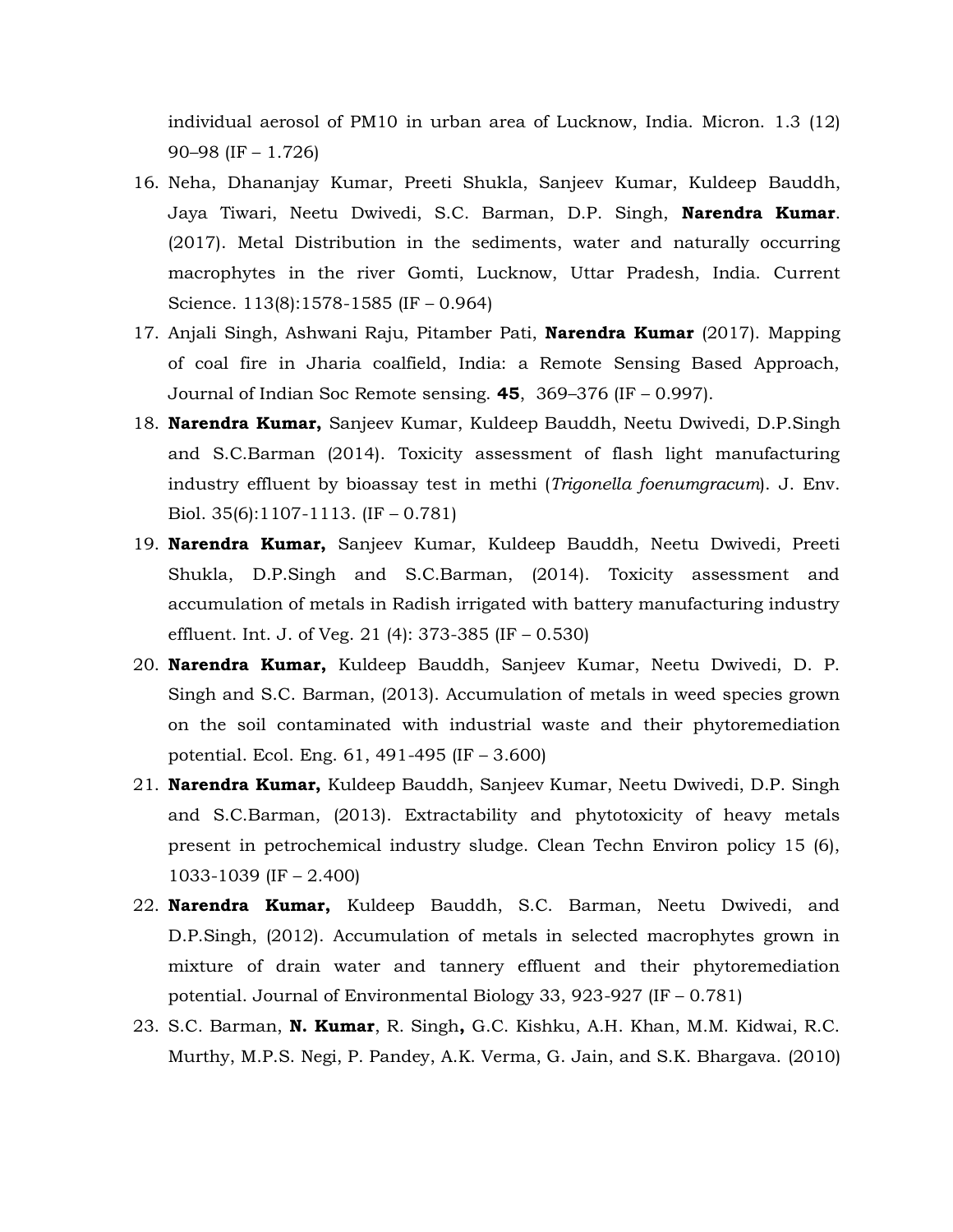individual aerosol of PM10 in urban area of Lucknow, India. Micron. 1.3 (12) 90–98 (IF – 1.726)

16. Neha, Dhananjay Kumar, Preeti Shukla, Sanjeev Kumar, Kuldeep Bauddh, Jaya Tiwari, Neetu Dwivedi, S.C. Barman, D.P. Singh, **Narendra Kumar**. (2017). Metal Distribution in the sediments, water and naturally occurring macrophytes in the river Gomti, Lucknow, Uttar Pradesh, India. Current Science. 113(8):1578-1585 (IF – 0.964)
17. Anjali Singh, Ashwani Raju, Pitamber Pati, **Narendra Kumar** (2017). Mapping of coal fire in Jharia coalfield, India: a Remote Sensing Based Approach, Journal of Indian Soc Remote sensing. **45**, 369–376 (IF – 0.997).
18. **Narendra Kumar,** Sanjeev Kumar, Kuldeep Bauddh, Neetu Dwivedi, D.P.Singh and S.C.Barman (2014). Toxicity assessment of flash light manufacturing industry effluent by bioassay test in methi (*Trigonella foenumgracum*). J. Env. Biol. 35(6):1107-1113. (IF – 0.781)
19. **Narendra Kumar,** Sanjeev Kumar, Kuldeep Bauddh, Neetu Dwivedi, Preeti Shukla, D.P.Singh and S.C.Barman, (2014). Toxicity assessment and accumulation of metals in Radish irrigated with battery manufacturing industry effluent. Int. J. of Veg. 21 (4): 373-385 (IF – 0.530)
20. **Narendra Kumar,** Kuldeep Bauddh, Sanjeev Kumar, Neetu Dwivedi, D. P. Singh and S.C. Barman, (2013). Accumulation of metals in weed species grown on the soil contaminated with industrial waste and their phytoremediation potential. Ecol. Eng. 61, 491-495 (IF – 3.600)
21. **Narendra Kumar,** Kuldeep Bauddh, Sanjeev Kumar, Neetu Dwivedi, D.P. Singh and S.C.Barman, (2013). Extractability and phytotoxicity of heavy metals present in petrochemical industry sludge. Clean Techn Environ policy 15 (6), 1033-1039 (IF – 2.400)
22. **Narendra Kumar,** Kuldeep Bauddh, S.C. Barman, Neetu Dwivedi, and D.P.Singh, (2012). Accumulation of metals in selected macrophytes grown in mixture of drain water and tannery effluent and their phytoremediation potential. Journal of Environmental Biology 33, 923-927 (IF – 0.781)
23. S.C. Barman, **N. Kumar**, R. Singh**,** G.C. Kishku, A.H. Khan, M.M. Kidwai, R.C. Murthy, M.P.S. Negi, P. Pandey, A.K. Verma, G. Jain, and S.K. Bhargava. (2010)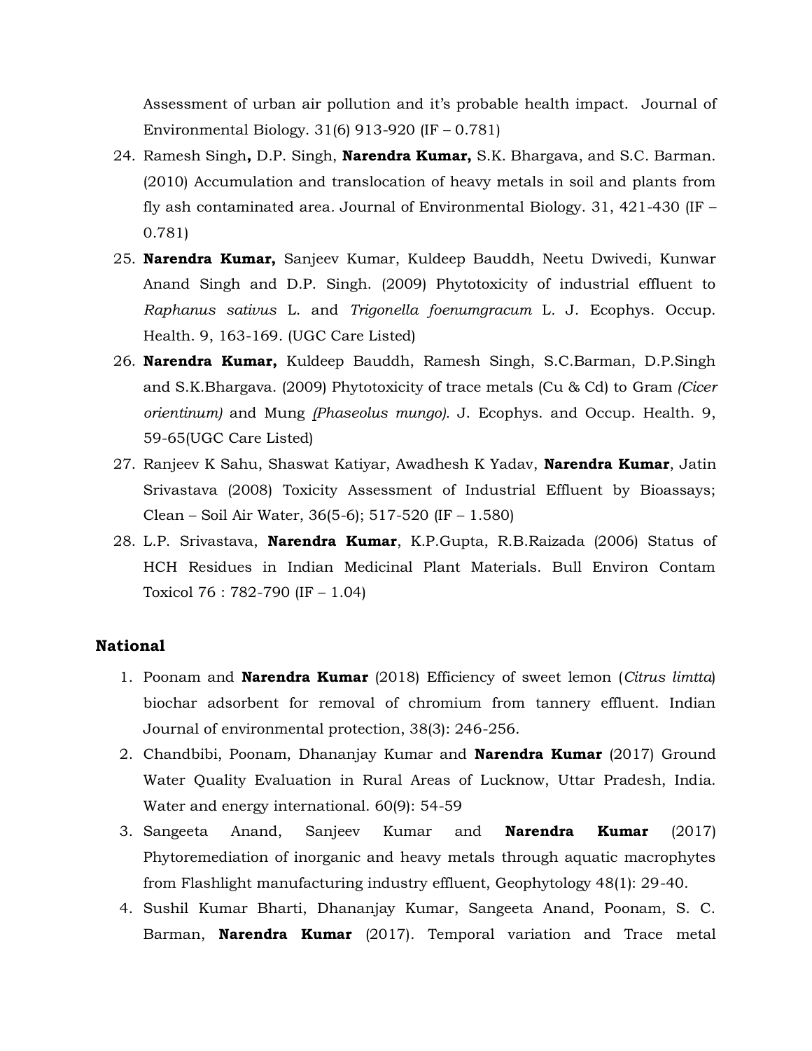Assessment of urban air pollution and it's probable health impact. Journal of Environmental Biology. 31(6) 913-920 (IF – 0.781)

24. Ramesh Singh**,** D.P. Singh, **Narendra Kumar,** S.K. Bhargava, and S.C. Barman. (2010) Accumulation and translocation of heavy metals in soil and plants from fly ash contaminated area. Journal of Environmental Biology. 31, 421-430 (IF – 0.781)
25. **Narendra Kumar,** Sanjeev Kumar, Kuldeep Bauddh, Neetu Dwivedi, Kunwar Anand Singh and D.P. Singh. (2009) Phytotoxicity of industrial effluent to *Raphanus sativus* L. and *Trigonella foenumgracum* L. J. Ecophys. Occup. Health. 9, 163-169. (UGC Care Listed)
26. **Narendra Kumar,** Kuldeep Bauddh, Ramesh Singh, S.C.Barman, D.P.Singh and S.K.Bhargava. (2009) Phytotoxicity of trace metals (Cu & Cd) to Gram *(Cicer orientinum)* and Mung *(Phaseolus mungo).* J. Ecophys. and Occup. Health. 9, 59-65(UGC Care Listed)
27. Ranjeev K Sahu, Shaswat Katiyar, Awadhesh K Yadav, **Narendra Kumar**, Jatin Srivastava (2008) Toxicity Assessment of Industrial Effluent by Bioassays; Clean – Soil Air Water, 36(5-6); 517-520 (IF – 1.580)
28. L.P. Srivastava, **Narendra Kumar**, K.P.Gupta, R.B.Raizada (2006) Status of HCH Residues in Indian Medicinal Plant Materials. Bull Environ Contam Toxicol 76 : 782-790 (IF – 1.04)

### National

1. Poonam and **Narendra Kumar** (2018) Efficiency of sweet lemon (*Citrus limtta*) biochar adsorbent for removal of chromium from tannery effluent. Indian Journal of environmental protection, 38(3): 246-256.
2. Chandbibi, Poonam, Dhananjay Kumar and **Narendra Kumar** (2017) Ground Water Quality Evaluation in Rural Areas of Lucknow, Uttar Pradesh, India. Water and energy international. 60(9): 54-59
3. Sangeeta Anand, Sanjeev Kumar and **Narendra Kumar** (2017) Phytoremediation of inorganic and heavy metals through aquatic macrophytes from Flashlight manufacturing industry effluent, Geophytology 48(1): 29-40.
4. Sushil Kumar Bharti, Dhananjay Kumar, Sangeeta Anand, Poonam, S. C. Barman, **Narendra Kumar** (2017). Temporal variation and Trace metal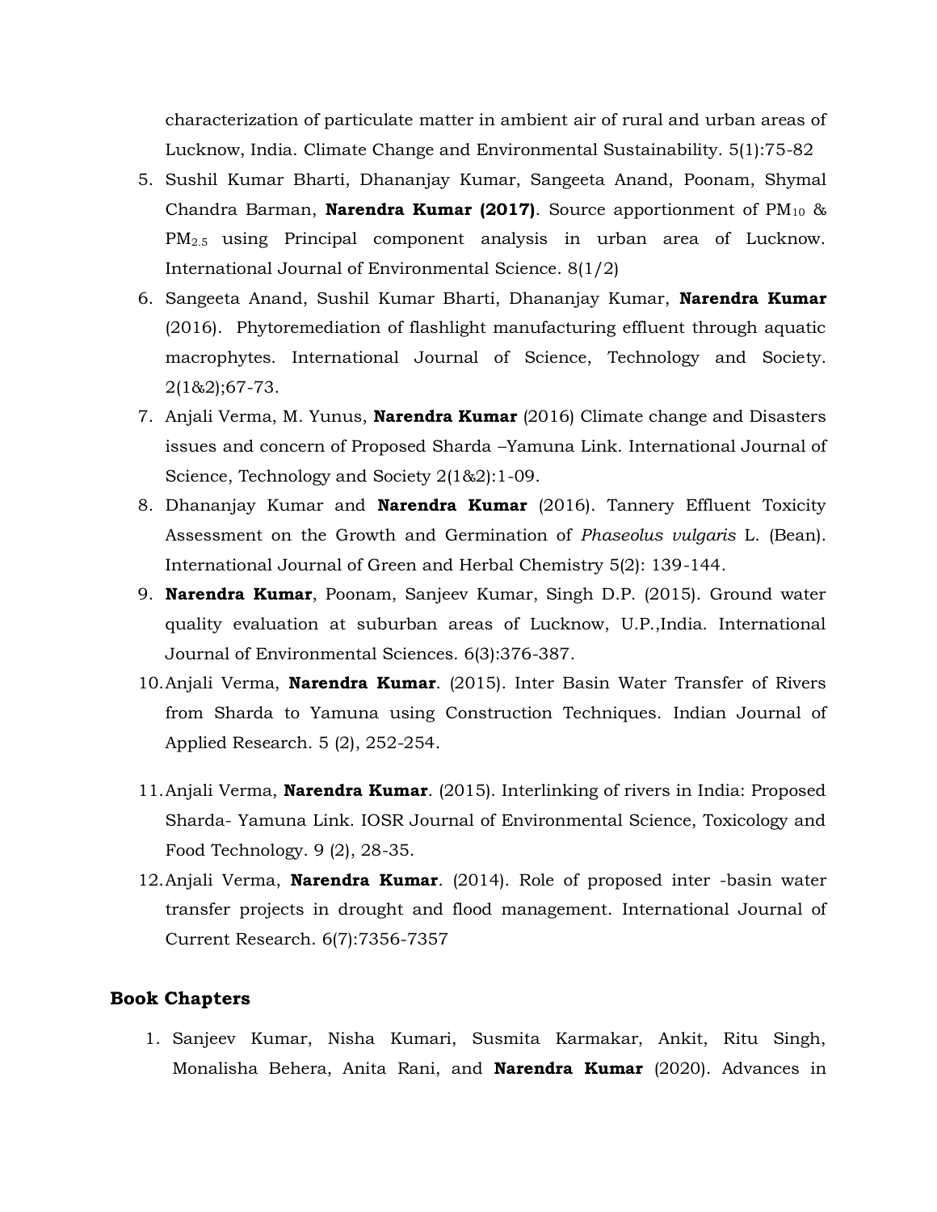characterization of particulate matter in ambient air of rural and urban areas of Lucknow, India. Climate Change and Environmental Sustainability. 5(1):75-82

5. Sushil Kumar Bharti, Dhananjay Kumar, Sangeeta Anand, Poonam, Shymal Chandra Barman, **Narendra Kumar (2017)**. Source apportionment of $PM_{10}$ & $PM_{2.5}$ using Principal component analysis in urban area of Lucknow. International Journal of Environmental Science. 8(1/2)
6. Sangeeta Anand, Sushil Kumar Bharti, Dhananjay Kumar, **Narendra Kumar** (2016). Phytoremediation of flashlight manufacturing effluent through aquatic macrophytes. International Journal of Science, Technology and Society. 2(1&2);67-73.
7. Anjali Verma, M. Yunus, **Narendra Kumar** (2016) Climate change and Disasters issues and concern of Proposed Sharda –Yamuna Link. International Journal of Science, Technology and Society 2(1&2):1-09.
8. Dhananjay Kumar and **Narendra Kumar** (2016). Tannery Effluent Toxicity Assessment on the Growth and Germination of *Phaseolus vulgaris* L. (Bean). International Journal of Green and Herbal Chemistry 5(2): 139-144.
9. **Narendra Kumar**, Poonam, Sanjeev Kumar, Singh D.P. (2015). Ground water quality evaluation at suburban areas of Lucknow, U.P.,India. International Journal of Environmental Sciences. 6(3):376-387.
10. Anjali Verma, **Narendra Kumar**. (2015). Inter Basin Water Transfer of Rivers from Sharda to Yamuna using Construction Techniques. Indian Journal of Applied Research. 5 (2), 252-254.
11. Anjali Verma, **Narendra Kumar**. (2015). Interlinking of rivers in India: Proposed Sharda- Yamuna Link. IOSR Journal of Environmental Science, Toxicology and Food Technology. 9 (2), 28-35.
12. Anjali Verma, **Narendra Kumar**. (2014). Role of proposed inter -basin water transfer projects in drought and flood management. International Journal of Current Research. 6(7):7356-7357

## Book Chapters

1. Sanjeev Kumar, Nisha Kumari, Susmita Karmakar, Ankit, Ritu Singh, Monalisha Behera, Anita Rani, and **Narendra Kumar** (2020). Advances in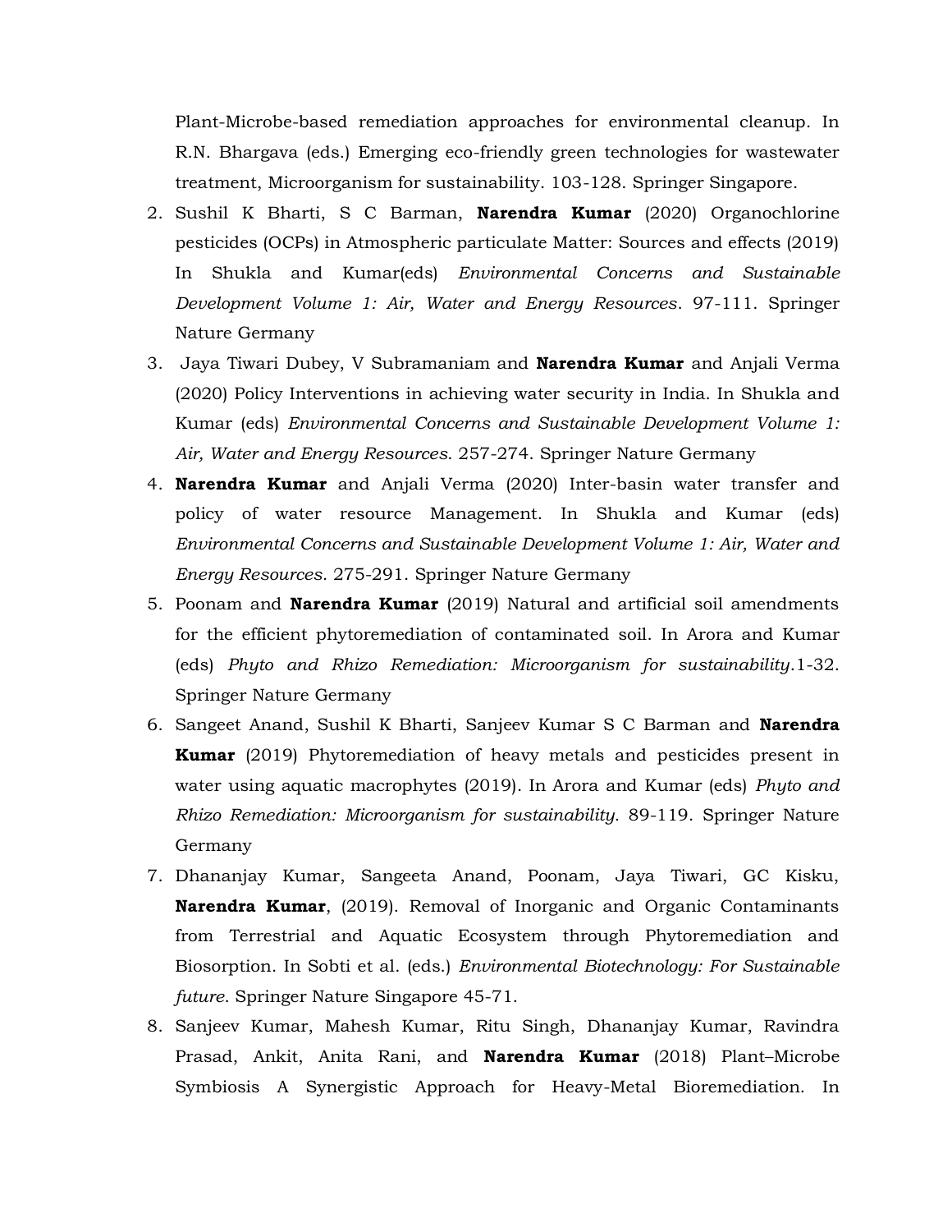Plant-Microbe-based remediation approaches for environmental cleanup. In R.N. Bhargava (eds.) Emerging eco-friendly green technologies for wastewater treatment, Microorganism for sustainability. 103-128. Springer Singapore.

2. Sushil K Bharti, S C Barman, **Narendra Kumar** (2020) Organochlorine pesticides (OCPs) in Atmospheric particulate Matter: Sources and effects (2019) In Shukla and Kumar(eds) *Environmental Concerns and Sustainable Development Volume 1: Air, Water and Energy Resources*. 97-111. Springer Nature Germany
3. Jaya Tiwari Dubey, V Subramaniam and **Narendra Kumar** and Anjali Verma (2020) Policy Interventions in achieving water security in India. In Shukla and Kumar (eds) *Environmental Concerns and Sustainable Development Volume 1: Air, Water and Energy Resources*. 257-274. Springer Nature Germany
4. **Narendra Kumar** and Anjali Verma (2020) Inter-basin water transfer and policy of water resource Management. In Shukla and Kumar (eds) *Environmental Concerns and Sustainable Development Volume 1: Air, Water and Energy Resources*. 275-291. Springer Nature Germany
5. Poonam and **Narendra Kumar** (2019) Natural and artificial soil amendments for the efficient phytoremediation of contaminated soil. In Arora and Kumar (eds) *Phyto and Rhizo Remediation: Microorganism for sustainability*.1-32. Springer Nature Germany
6. Sangeet Anand, Sushil K Bharti, Sanjeev Kumar S C Barman and **Narendra Kumar** (2019) Phytoremediation of heavy metals and pesticides present in water using aquatic macrophytes (2019). In Arora and Kumar (eds) *Phyto and Rhizo Remediation: Microorganism for sustainability.* 89-119. Springer Nature Germany
7. Dhananjay Kumar, Sangeeta Anand, Poonam, Jaya Tiwari, GC Kisku, **Narendra Kumar**, (2019). Removal of Inorganic and Organic Contaminants from Terrestrial and Aquatic Ecosystem through Phytoremediation and Biosorption. In Sobti et al. (eds.) *Environmental Biotechnology: For Sustainable future*. Springer Nature Singapore 45-71.
8. Sanjeev Kumar, Mahesh Kumar, Ritu Singh, Dhananjay Kumar, Ravindra Prasad, Ankit, Anita Rani, and **Narendra Kumar** (2018) Plant–Microbe Symbiosis A Synergistic Approach for Heavy-Metal Bioremediation. In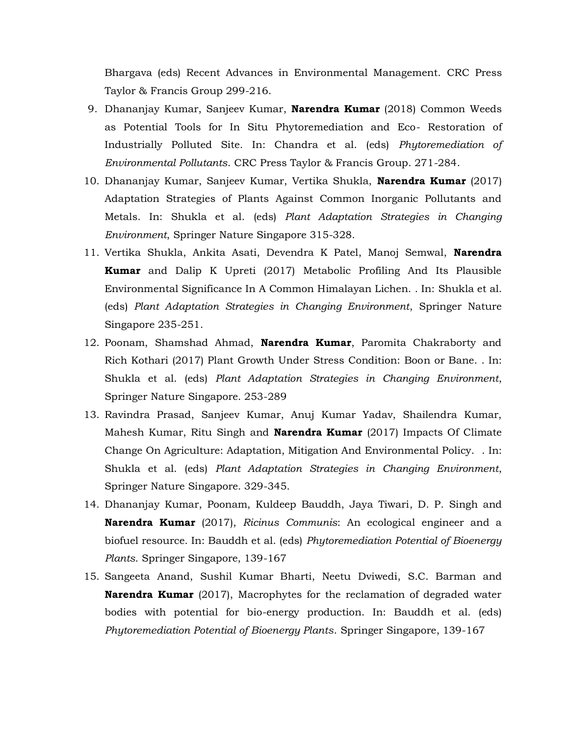Bhargava (eds) Recent Advances in Environmental Management. CRC Press Taylor & Francis Group 299-216.

9. Dhananjay Kumar, Sanjeev Kumar, **Narendra Kumar** (2018) Common Weeds as Potential Tools for In Situ Phytoremediation and Eco- Restoration of Industrially Polluted Site. In: Chandra et al. (eds) *Phytoremediation of Environmental Pollutants*. CRC Press Taylor & Francis Group. 271-284.
10. Dhananjay Kumar, Sanjeev Kumar, Vertika Shukla, **Narendra Kumar** (2017) Adaptation Strategies of Plants Against Common Inorganic Pollutants and Metals. In: Shukla et al. (eds) *Plant Adaptation Strategies in Changing Environment*, Springer Nature Singapore 315-328.
11. Vertika Shukla, Ankita Asati, Devendra K Patel, Manoj Semwal, **Narendra Kumar** and Dalip K Upreti (2017) Metabolic Profiling And Its Plausible Environmental Significance In A Common Himalayan Lichen. . In: Shukla et al. (eds) *Plant Adaptation Strategies in Changing Environment*, Springer Nature Singapore 235-251.
12. Poonam, Shamshad Ahmad, **Narendra Kumar**, Paromita Chakraborty and Rich Kothari (2017) Plant Growth Under Stress Condition: Boon or Bane. . In: Shukla et al. (eds) *Plant Adaptation Strategies in Changing Environment*, Springer Nature Singapore. 253-289
13. Ravindra Prasad, Sanjeev Kumar, Anuj Kumar Yadav, Shailendra Kumar, Mahesh Kumar, Ritu Singh and **Narendra Kumar** (2017) Impacts Of Climate Change On Agriculture: Adaptation, Mitigation And Environmental Policy. . In: Shukla et al. (eds) *Plant Adaptation Strategies in Changing Environment*, Springer Nature Singapore. 329-345.
14. Dhananjay Kumar, Poonam, Kuldeep Bauddh, Jaya Tiwari, D. P. Singh and **Narendra Kumar** (2017), *Ricinus Communis*: An ecological engineer and a biofuel resource. In: Bauddh et al. (eds) *Phytoremediation Potential of Bioenergy Plants*. Springer Singapore, 139-167
15. Sangeeta Anand, Sushil Kumar Bharti, Neetu Dviwedi, S.C. Barman and **Narendra Kumar** (2017), Macrophytes for the reclamation of degraded water bodies with potential for bio-energy production. In: Bauddh et al. (eds) *Phytoremediation Potential of Bioenergy Plants*. Springer Singapore, 139-167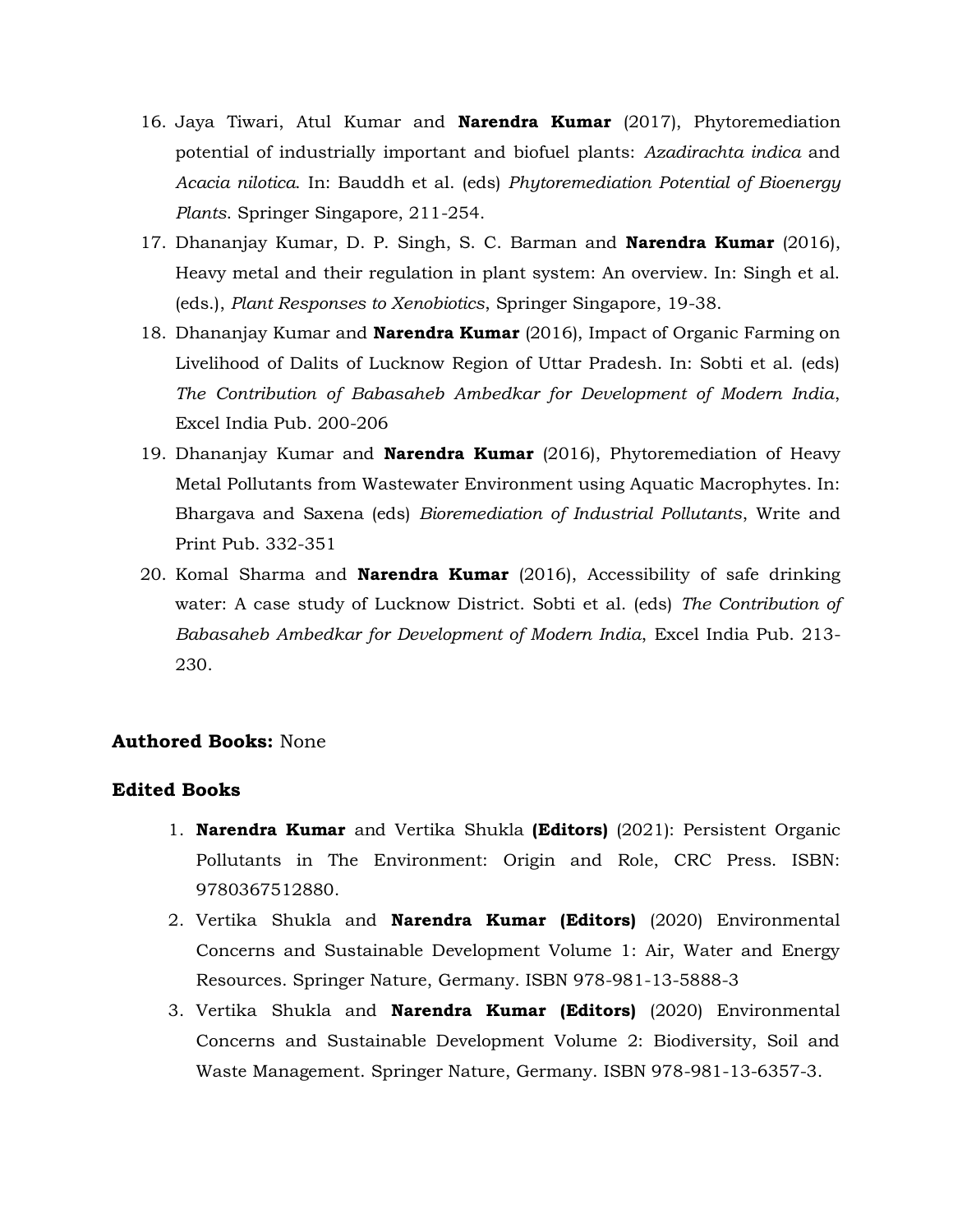16. Jaya Tiwari, Atul Kumar and **Narendra Kumar** (2017), Phytoremediation potential of industrially important and biofuel plants: *Azadirachta indica* and *Acacia nilotica*. In: Bauddh et al. (eds) *Phytoremediation Potential of Bioenergy Plants*. Springer Singapore, 211-254.
17. Dhananjay Kumar, D. P. Singh, S. C. Barman and **Narendra Kumar** (2016), Heavy metal and their regulation in plant system: An overview. In: Singh et al. (eds.), *Plant Responses to Xenobiotics*, Springer Singapore, 19-38.
18. Dhananjay Kumar and **Narendra Kumar** (2016), Impact of Organic Farming on Livelihood of Dalits of Lucknow Region of Uttar Pradesh. In: Sobti et al. (eds) *The Contribution of Babasaheb Ambedkar for Development of Modern India*, Excel India Pub. 200-206
19. Dhananjay Kumar and **Narendra Kumar** (2016), Phytoremediation of Heavy Metal Pollutants from Wastewater Environment using Aquatic Macrophytes. In: Bhargava and Saxena (eds) *Bioremediation of Industrial Pollutants*, Write and Print Pub. 332-351
20. Komal Sharma and **Narendra Kumar** (2016), Accessibility of safe drinking water: A case study of Lucknow District. Sobti et al. (eds) *The Contribution of Babasaheb Ambedkar for Development of Modern India*, Excel India Pub. 213-230.

**Authored Books:** None

**Edited Books**

1. **Narendra Kumar** and Vertika Shukla **(Editors)** (2021): Persistent Organic Pollutants in The Environment: Origin and Role, CRC Press. ISBN: 9780367512880.
2. Vertika Shukla and **Narendra Kumar (Editors)** (2020) Environmental Concerns and Sustainable Development Volume 1: Air, Water and Energy Resources. Springer Nature, Germany. ISBN 978-981-13-5888-3
3. Vertika Shukla and **Narendra Kumar (Editors)** (2020) Environmental Concerns and Sustainable Development Volume 2: Biodiversity, Soil and Waste Management. Springer Nature, Germany. ISBN 978-981-13-6357-3.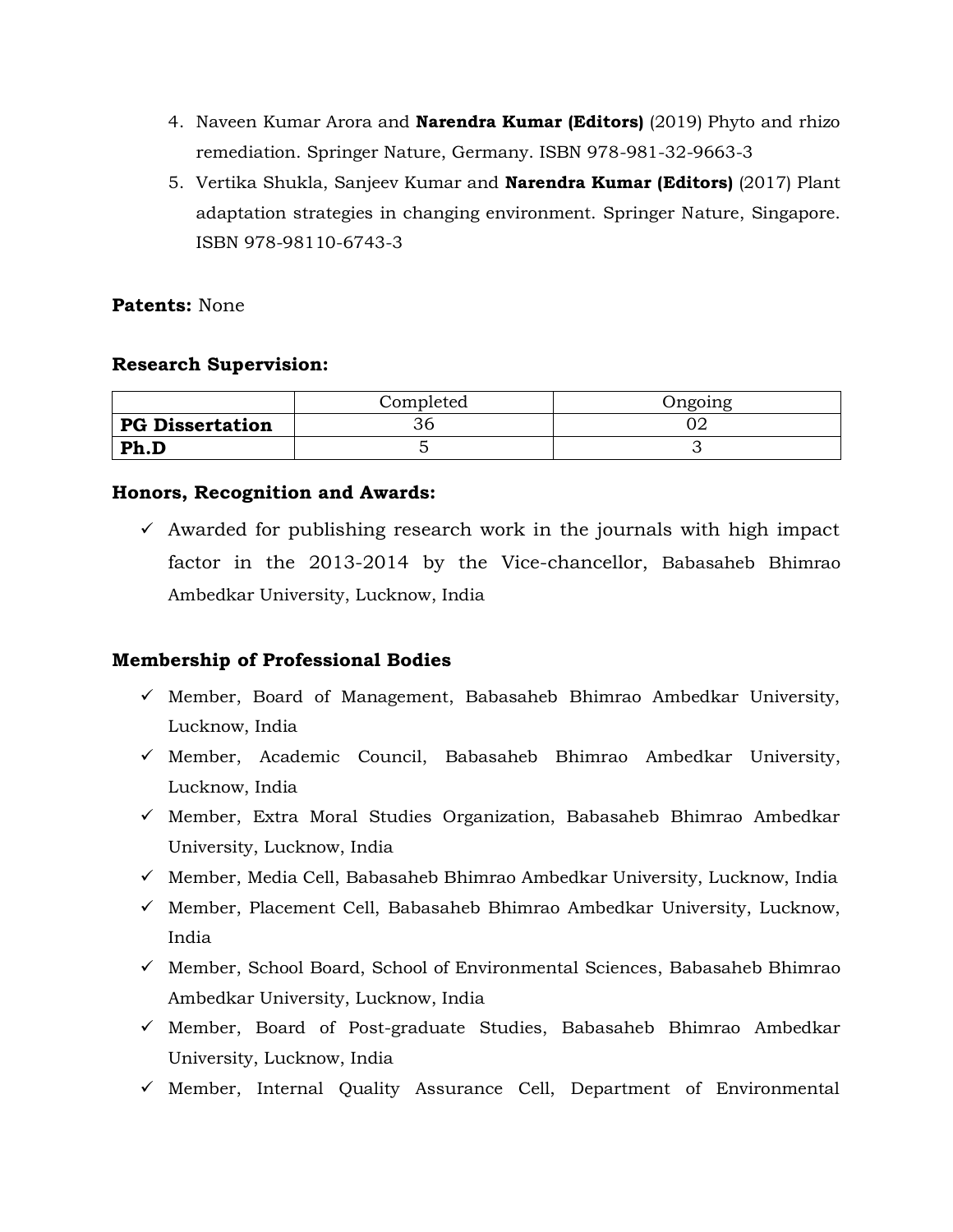4. Naveen Kumar Arora and **Narendra Kumar (Editors)** (2019) Phyto and rhizo remediation. Springer Nature, Germany. ISBN 978-981-32-9663-3
5. Vertika Shukla, Sanjeev Kumar and **Narendra Kumar (Editors)** (2017) Plant adaptation strategies in changing environment. Springer Nature, Singapore. ISBN 978-98110-6743-3

**Patents:** None

**Research Supervision:**

| | Completed | Ongoing |
|---|---|---|
| **PG Dissertation** | 36 | 02 |
| **Ph.D** | 5 | 3 |

**Honors, Recognition and Awards:**

- ✓ Awarded for publishing research work in the journals with high impact factor in the 2013-2014 by the Vice-chancellor, Babasaheb Bhimrao Ambedkar University, Lucknow, India

**Membership of Professional Bodies**

- ✓ Member, Board of Management, Babasaheb Bhimrao Ambedkar University, Lucknow, India
- ✓ Member, Academic Council, Babasaheb Bhimrao Ambedkar University, Lucknow, India
- ✓ Member, Extra Moral Studies Organization, Babasaheb Bhimrao Ambedkar University, Lucknow, India
- ✓ Member, Media Cell, Babasaheb Bhimrao Ambedkar University, Lucknow, India
- ✓ Member, Placement Cell, Babasaheb Bhimrao Ambedkar University, Lucknow, India
- ✓ Member, School Board, School of Environmental Sciences, Babasaheb Bhimrao Ambedkar University, Lucknow, India
- ✓ Member, Board of Post-graduate Studies, Babasaheb Bhimrao Ambedkar University, Lucknow, India
- ✓ Member, Internal Quality Assurance Cell, Department of Environmental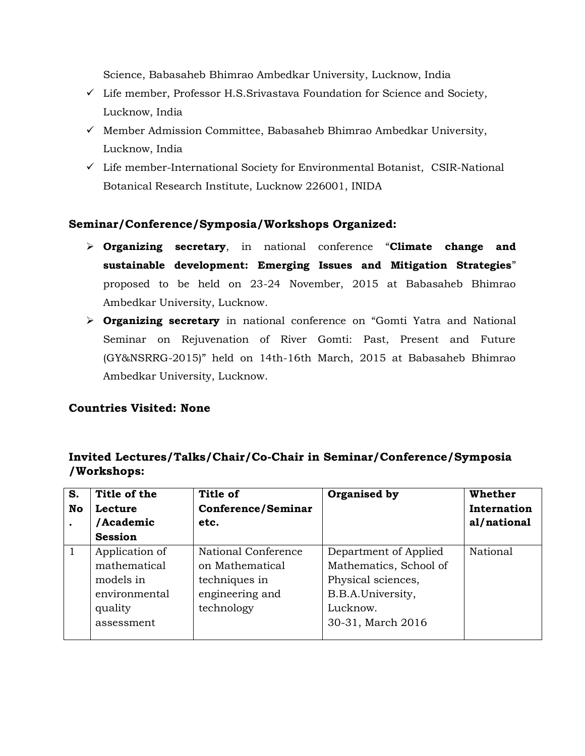Science, Babasaheb Bhimrao Ambedkar University, Lucknow, India

- ✓ Life member, Professor H.S.Srivastava Foundation for Science and Society, Lucknow, India
- ✓ Member Admission Committee, Babasaheb Bhimrao Ambedkar University, Lucknow, India
- ✓ Life member-International Society for Environmental Botanist, CSIR-National Botanical Research Institute, Lucknow 226001, INIDA

### Seminar/Conference/Symposia/Workshops Organized:

- **Organizing secretary**, in national conference "**Climate change and sustainable development: Emerging Issues and Mitigation Strategies**" proposed to be held on 23-24 November, 2015 at Babasaheb Bhimrao Ambedkar University, Lucknow.
- **Organizing secretary** in national conference on "Gomti Yatra and National Seminar on Rejuvenation of River Gomti: Past, Present and Future (GY&NSRRG-2015)" held on 14th-16th March, 2015 at Babasaheb Bhimrao Ambedkar University, Lucknow.

### Countries Visited: None

### Invited Lectures/Talks/Chair/Co-Chair in Seminar/Conference/Symposia /Workshops:

| S. No. | Title of the Lecture /Academic Session | Title of Conference/Seminar etc. | Organised by | Whether International/national |
|---|---|---|---|---|
| 1 | Application of mathematical models in environmental quality assessment | National Conference on Mathematical techniques in engineering and technology | Department of Applied Mathematics, School of Physical sciences, B.B.A.University, Lucknow. 30-31, March 2016 | National |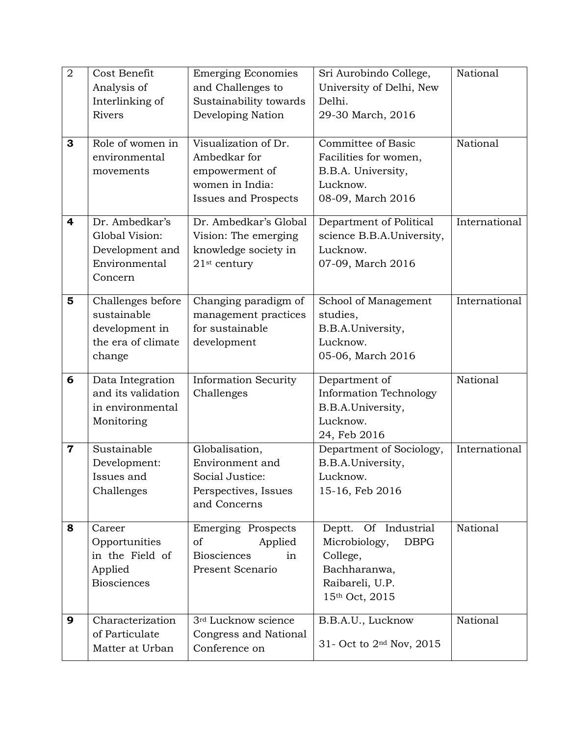| 2 | Cost Benefit Analysis of Interlinking of Rivers | Emerging Economies and Challenges to Sustainability towards Developing Nation | Sri Aurobindo College, University of Delhi, New Delhi. 29-30 March, 2016 | National |
|---|---|---|---|---|
| **3** | Role of women in environmental movements | Visualization of Dr. Ambedkar for empowerment of women in India: Issues and Prospects | Committee of Basic Facilities for women, B.B.A. University, Lucknow. 08-09, March 2016 | National |
| **4** | Dr. Ambedkar's Global Vision: Development and Environmental Concern | Dr. Ambedkar's Global Vision: The emerging knowledge society in 21st century | Department of Political science B.B.A.University, Lucknow. 07-09, March 2016 | International |
| **5** | Challenges before sustainable development in the era of climate change | Changing paradigm of management practices for sustainable development | School of Management studies, B.B.A.University, Lucknow. 05-06, March 2016 | International |
| **6** | Data Integration and its validation in environmental Monitoring | Information Security Challenges | Department of Information Technology B.B.A.University, Lucknow. 24, Feb 2016 | National |
| **7** | Sustainable Development: Issues and Challenges | Globalisation, Environment and Social Justice: Perspectives, Issues and Concerns | Department of Sociology, B.B.A.University, Lucknow. 15-16, Feb 2016 | International |
| **8** | Career Opportunities in the Field of Applied Biosciences | Emerging Prospects of Applied Biosciences in Present Scenario | Deptt. Of Industrial Microbiology, DBPG College, Bachharanwa, Raibareli, U.P. 15th Oct, 2015 | National |
| **9** | Characterization of Particulate Matter at Urban | 3rd Lucknow science Congress and National Conference on | B.B.A.U., Lucknow 31- Oct to 2nd Nov, 2015 | National |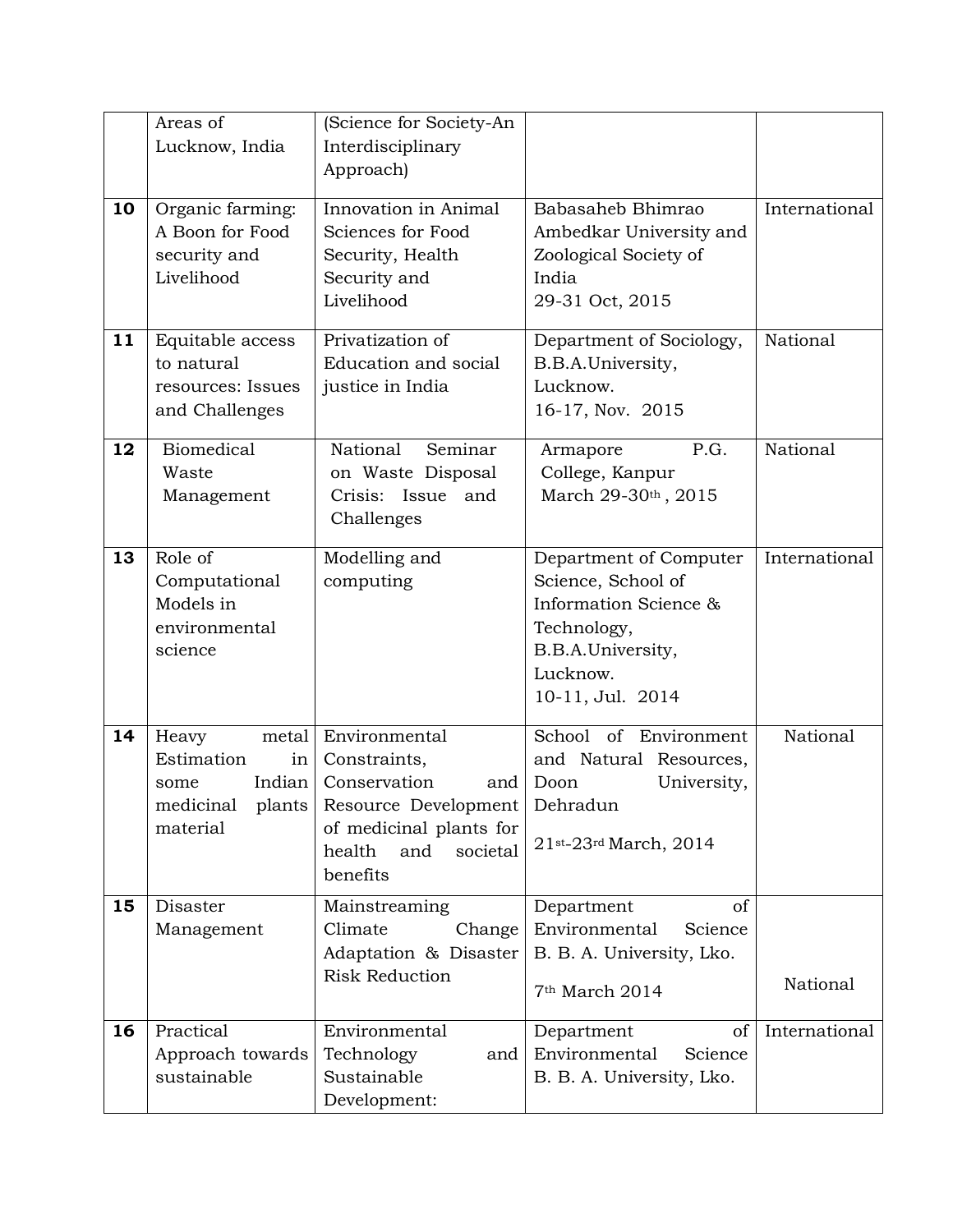| | | | | |
|---|---|---|---|---|
| | Areas of Lucknow, India | (Science for Society-An Interdisciplinary Approach) | | |
| **10** | Organic farming: A Boon for Food security and Livelihood | Innovation in Animal Sciences for Food Security, Health Security and Livelihood | Babasaheb Bhimrao Ambedkar University and Zoological Society of India 29-31 Oct, 2015 | International |
| **11** | Equitable access to natural resources: Issues and Challenges | Privatization of Education and social justice in India | Department of Sociology, B.B.A.University, Lucknow. 16-17, Nov. 2015 | National |
| **12** | Biomedical Waste Management | National Seminar on Waste Disposal Crisis: Issue and Challenges | Armapore P.G. College, Kanpur March 29-30th , 2015 | National |
| **13** | Role of Computational Models in environmental science | Modelling and computing | Department of Computer Science, School of Information Science & Technology, B.B.A.University, Lucknow. 10-11, Jul. 2014 | International |
| **14** | Heavy metal Estimation in some Indian medicinal plants material | Environmental Constraints, Conservation and Resource Development of medicinal plants for health and societal benefits | School of Environment and Natural Resources, Doon University, Dehradun 21st-23rd March, 2014 | National |
| **15** | Disaster Management | Mainstreaming Climate Change Adaptation & Disaster Risk Reduction | Department of Environmental Science B. B. A. University, Lko. 7th March 2014 | National |
| **16** | Practical Approach towards sustainable | Environmental Technology and Sustainable Development: | Department of Environmental Science B. B. A. University, Lko. | International |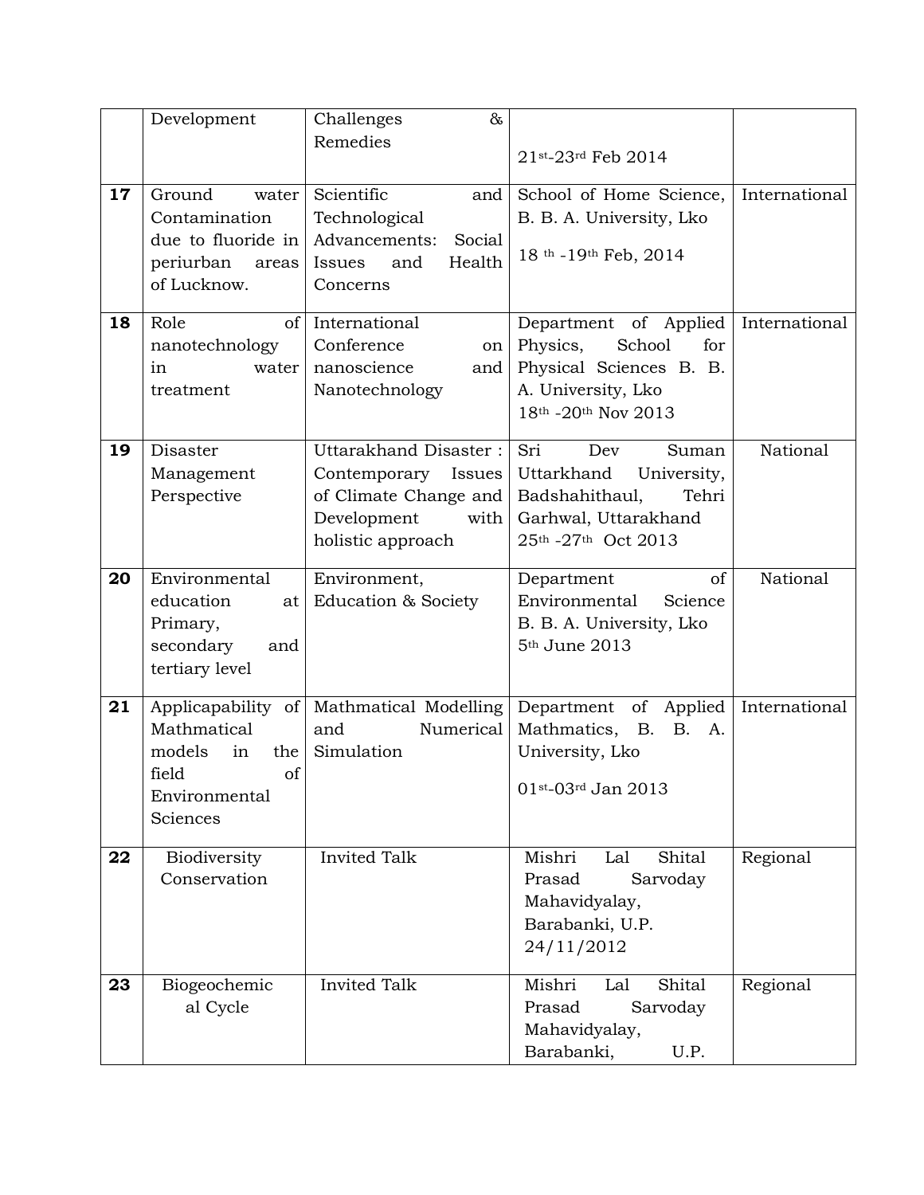|  | Development | Challenges & Remedies | 21st-23rd Feb 2014 |  |
|---|---|---|---|---|
| **17** | Ground water Contamination due to fluoride in periurban areas of Lucknow. | Scientific and Technological Advancements: Social Issues and Health Concerns | School of Home Science, B. B. A. University, Lko<br>18 th -19th Feb, 2014 | International |
| **18** | Role of nanotechnology in water treatment | International Conference on nanoscience and Nanotechnology | Department of Applied Physics, School for Physical Sciences B. B. A. University, Lko<br>18th -20th Nov 2013 | International |
| **19** | Disaster Management Perspective | Uttarakhand Disaster : Contemporary Issues of Climate Change and Development with holistic approach | Sri Dev Suman Uttarkhand University, Badshahithaul, Tehri Garhwal, Uttarakhand<br>25th -27th Oct 2013 | National |
| **20** | Environmental education at Primary, secondary and tertiary level | Environment, Education & Society | Department of Environmental Science B. B. A. University, Lko<br>5th June 2013 | National |
| **21** | Applicapability of Mathmatical models in the field of Environmental Sciences | Mathmatical Modelling and Numerical Simulation | Department of Applied Mathmatics, B. B. A. University, Lko<br>01st-03rd Jan 2013 | International |
| **22** | Biodiversity Conservation | Invited Talk | Mishri Lal Shital Prasad Sarvoday Mahavidyalay, Barabanki, U.P. 24/11/2012 | Regional |
| **23** | Biogeochemical Cycle | Invited Talk | Mishri Lal Shital Prasad Sarvoday Mahavidyalay, Barabanki, U.P. | Regional |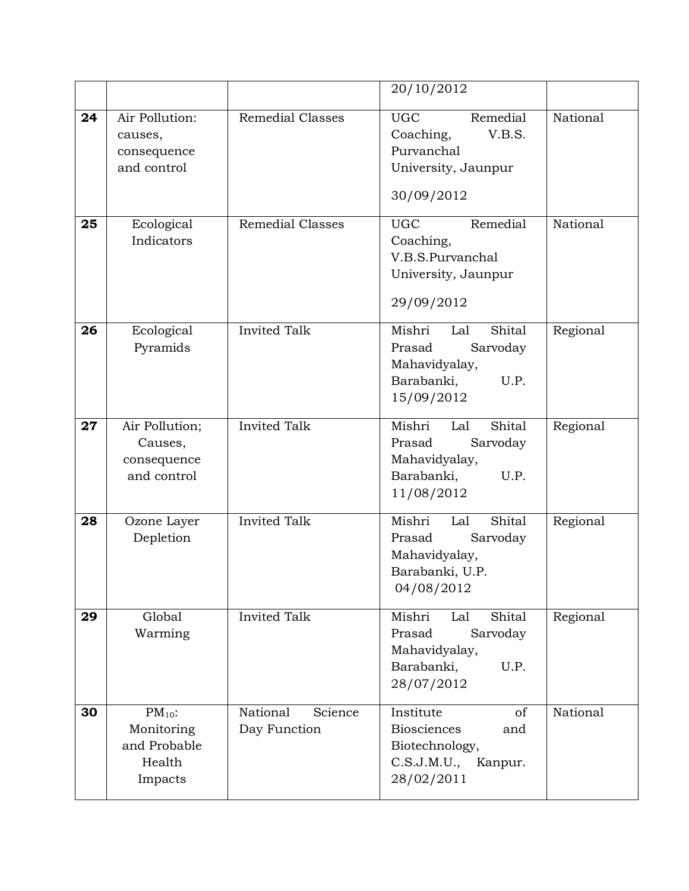|  |  |  | 20/10/2012 |  |
|---|---|---|---|---|
| **24** | Air Pollution: causes, consequence and control | Remedial Classes | UGC Remedial Coaching, V.B.S. Purvanchal University, Jaunpur 30/09/2012 | National |
| **25** | Ecological Indicators | Remedial Classes | UGC Remedial Coaching, V.B.S.Purvanchal University, Jaunpur 29/09/2012 | National |
| **26** | Ecological Pyramids | Invited Talk | Mishri Lal Shital Prasad Sarvoday Mahavidyalay, Barabanki, U.P. 15/09/2012 | Regional |
| **27** | Air Pollution; Causes, consequence and control | Invited Talk | Mishri Lal Shital Prasad Sarvoday Mahavidyalay, Barabanki, U.P. 11/08/2012 | Regional |
| **28** | Ozone Layer Depletion | Invited Talk | Mishri Lal Shital Prasad Sarvoday Mahavidyalay, Barabanki, U.P. 04/08/2012 | Regional |
| **29** | Global Warming | Invited Talk | Mishri Lal Shital Prasad Sarvoday Mahavidyalay, Barabanki, U.P. 28/07/2012 | Regional |
| **30** | $PM_{10}$: Monitoring and Probable Health Impacts | National Science Day Function | Institute of Biosciences and Biotechnology, C.S.J.M.U., Kanpur. 28/02/2011 | National |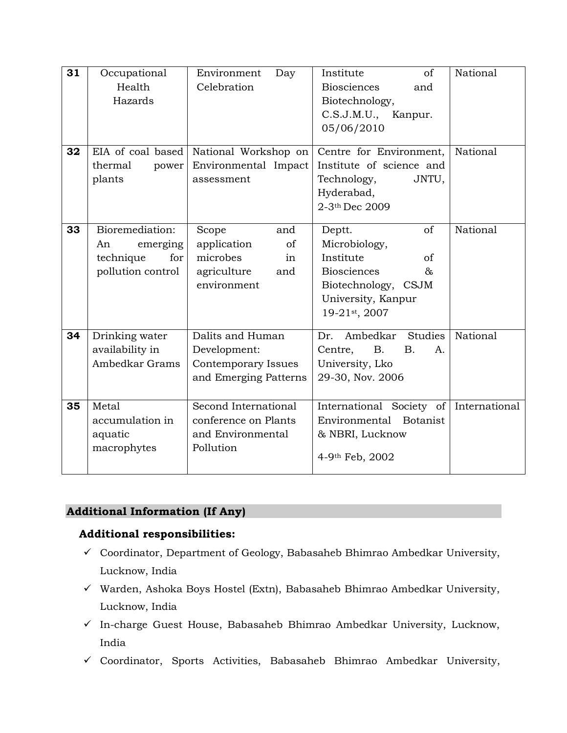| 31 | Occupational Health Hazards | Environment Day Celebration | Institute of Biosciences and Biotechnology, C.S.J.M.U., Kanpur. 05/06/2010 | National |
|---|---|---|---|---|
| 32 | EIA of coal based thermal power plants | National Workshop on Environmental Impact assessment | Centre for Environment, Institute of science and Technology, JNTU, Hyderabad, 2-3th Dec 2009 | National |
| 33 | Bioremediation: An emerging technique for pollution control | Scope and application of microbes in agriculture and environment | Deptt. of Microbiology, Institute of Biosciences & Biotechnology, CSJM University, Kanpur 19-21st, 2007 | National |
| 34 | Drinking water availability in Ambedkar Grams | Dalits and Human Development: Contemporary Issues and Emerging Patterns | Dr. Ambedkar Studies Centre, B. B. A. University, Lko 29-30, Nov. 2006 | National |
| 35 | Metal accumulation in aquatic macrophytes | Second International conference on Plants and Environmental Pollution | International Society of Environmental Botanist & NBRI, Lucknow 4-9th Feb, 2002 | International |

## Additional Information (If Any)

### Additional responsibilities:

- ✓ Coordinator, Department of Geology, Babasaheb Bhimrao Ambedkar University, Lucknow, India
- ✓ Warden, Ashoka Boys Hostel (Extn), Babasaheb Bhimrao Ambedkar University, Lucknow, India
- ✓ In-charge Guest House, Babasaheb Bhimrao Ambedkar University, Lucknow, India
- ✓ Coordinator, Sports Activities, Babasaheb Bhimrao Ambedkar University,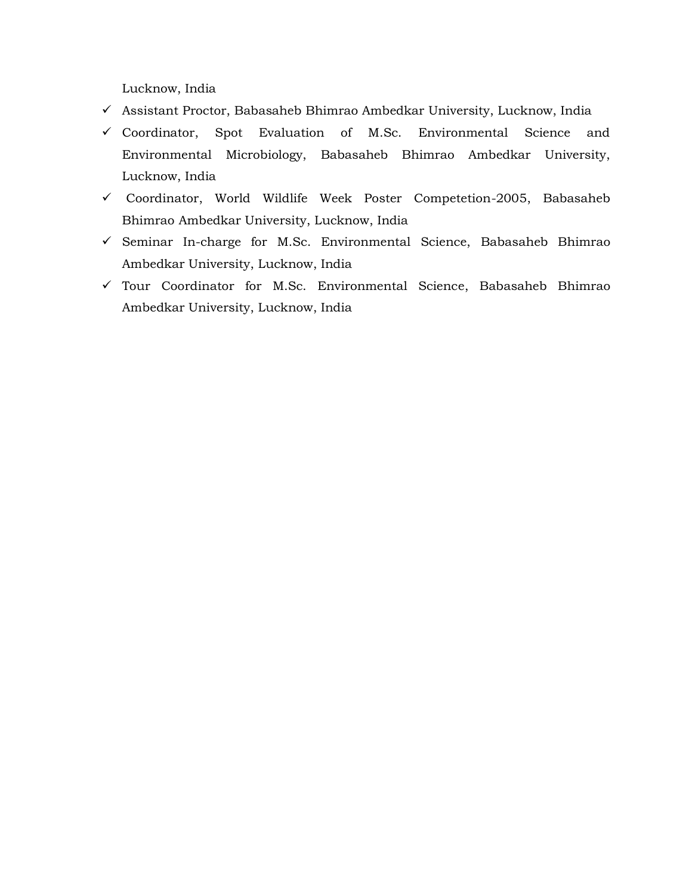Lucknow, India

- ✓ Assistant Proctor, Babasaheb Bhimrao Ambedkar University, Lucknow, India
- ✓ Coordinator, Spot Evaluation of M.Sc. Environmental Science and Environmental Microbiology, Babasaheb Bhimrao Ambedkar University, Lucknow, India
- ✓ Coordinator, World Wildlife Week Poster Competetion-2005, Babasaheb Bhimrao Ambedkar University, Lucknow, India
- ✓ Seminar In-charge for M.Sc. Environmental Science, Babasaheb Bhimrao Ambedkar University, Lucknow, India
- ✓ Tour Coordinator for M.Sc. Environmental Science, Babasaheb Bhimrao Ambedkar University, Lucknow, India